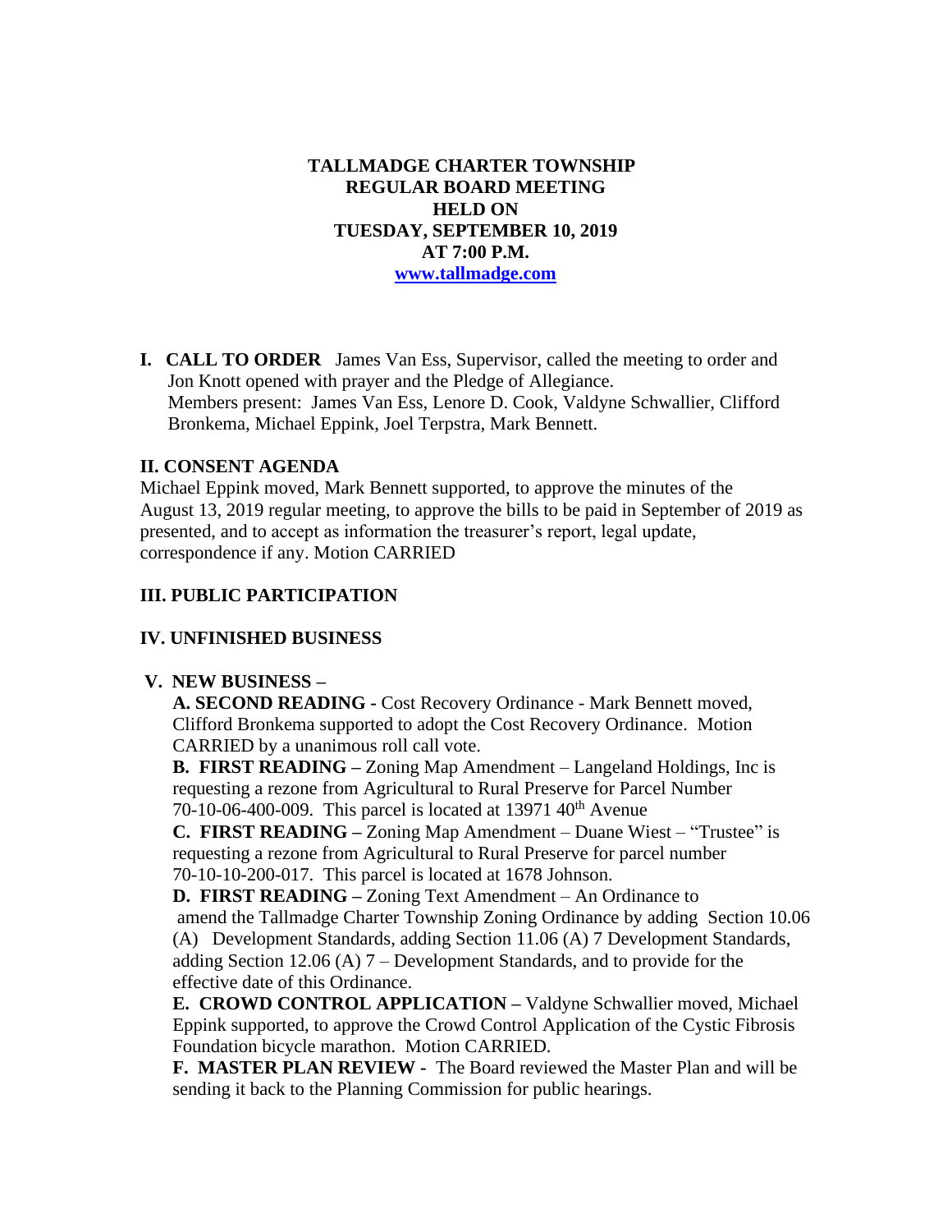# TALLMADGE CHARTER TOWNSHIP
# REGULAR BOARD MEETING
# HELD ON
# TUESDAY, SEPTEMBER 10, 2019
# AT 7:00 P.M.

**[www.tallmadge.com](http://www.tallmadge.com)**

**I. CALL TO ORDER** James Van Ess, Supervisor, called the meeting to order and Jon Knott opened with prayer and the Pledge of Allegiance.
Members present: James Van Ess, Lenore D. Cook, Valdyne Schwallier, Clifford Bronkema, Michael Eppink, Joel Terpstra, Mark Bennett.

## II. CONSENT AGENDA

Michael Eppink moved, Mark Bennett supported, to approve the minutes of the August 13, 2019 regular meeting, to approve the bills to be paid in September of 2019 as presented, and to accept as information the treasurer's report, legal update, correspondence if any. Motion CARRIED

## III. PUBLIC PARTICIPATION

## IV. UNFINISHED BUSINESS

## V. NEW BUSINESS –

**A. SECOND READING -** Cost Recovery Ordinance - Mark Bennett moved, Clifford Bronkema supported to adopt the Cost Recovery Ordinance. Motion CARRIED by a unanimous roll call vote.

**B. FIRST READING –** Zoning Map Amendment – Langeland Holdings, Inc is requesting a rezone from Agricultural to Rural Preserve for Parcel Number 70-10-06-400-009. This parcel is located at 13971 40th Avenue

**C. FIRST READING –** Zoning Map Amendment – Duane Wiest – "Trustee" is requesting a rezone from Agricultural to Rural Preserve for parcel number 70-10-10-200-017. This parcel is located at 1678 Johnson.

**D. FIRST READING –** Zoning Text Amendment – An Ordinance to amend the Tallmadge Charter Township Zoning Ordinance by adding Section 10.06 (A) Development Standards, adding Section 11.06 (A) 7 Development Standards, adding Section 12.06 (A) 7 – Development Standards, and to provide for the effective date of this Ordinance.

**E. CROWD CONTROL APPLICATION –** Valdyne Schwallier moved, Michael Eppink supported, to approve the Crowd Control Application of the Cystic Fibrosis Foundation bicycle marathon. Motion CARRIED.

**F. MASTER PLAN REVIEW -** The Board reviewed the Master Plan and will be sending it back to the Planning Commission for public hearings.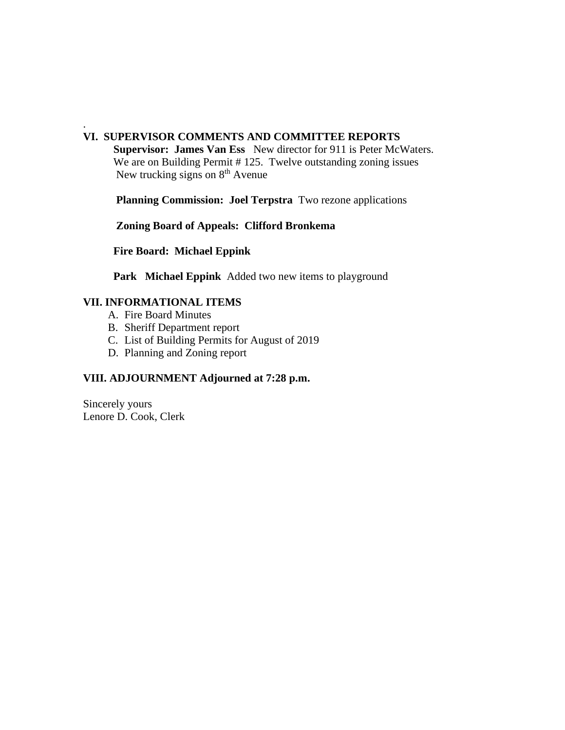.

**VI. SUPERVISOR COMMENTS AND COMMITTEE REPORTS**

**Supervisor: James Van Ess** New director for 911 is Peter McWaters. We are on Building Permit # 125. Twelve outstanding zoning issues New trucking signs on 8th Avenue

**Planning Commission: Joel Terpstra** Two rezone applications

**Zoning Board of Appeals: Clifford Bronkema**

**Fire Board: Michael Eppink**

**Park Michael Eppink** Added two new items to playground

**VII. INFORMATIONAL ITEMS**

A. Fire Board Minutes
B. Sheriff Department report
C. List of Building Permits for August of 2019
D. Planning and Zoning report

**VIII. ADJOURNMENT Adjourned at 7:28 p.m.**

Sincerely yours
Lenore D. Cook, Clerk